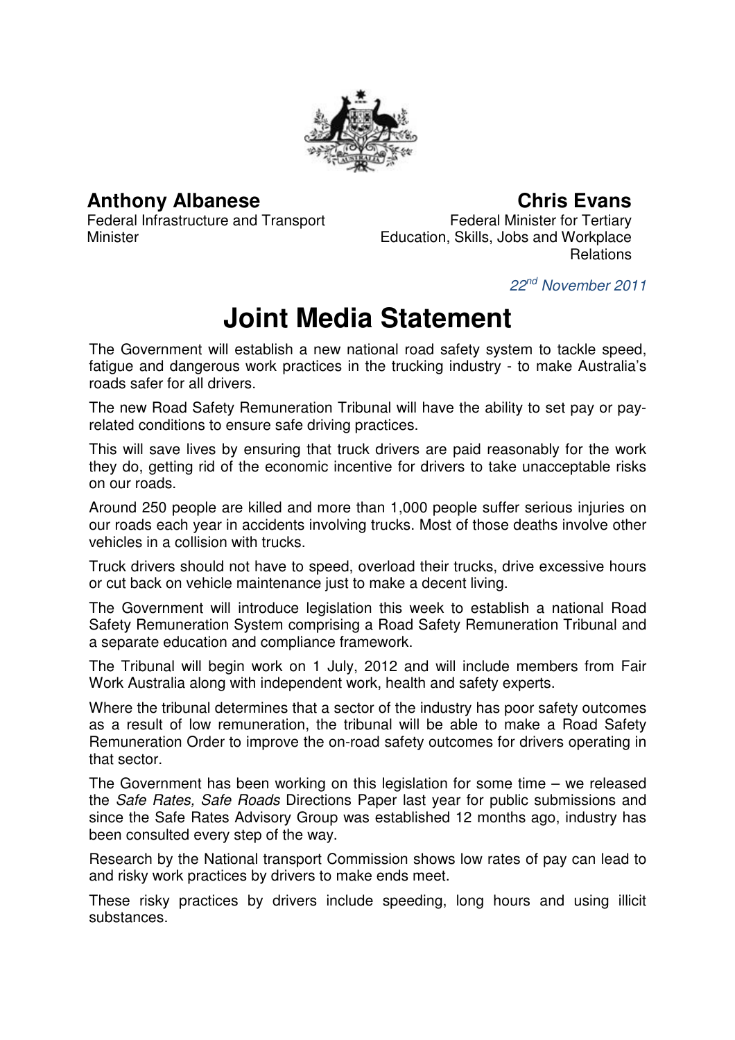**Anthony Albanese**
Federal Infrastructure and Transport Minister

**Chris Evans**
Federal Minister for Tertiary Education, Skills, Jobs and Workplace Relations

*22nd November 2011*

# Joint Media Statement

The Government will establish a new national road safety system to tackle speed, fatigue and dangerous work practices in the trucking industry - to make Australia's roads safer for all drivers.

The new Road Safety Remuneration Tribunal will have the ability to set pay or pay-related conditions to ensure safe driving practices.

This will save lives by ensuring that truck drivers are paid reasonably for the work they do, getting rid of the economic incentive for drivers to take unacceptable risks on our roads.

Around 250 people are killed and more than 1,000 people suffer serious injuries on our roads each year in accidents involving trucks. Most of those deaths involve other vehicles in a collision with trucks.

Truck drivers should not have to speed, overload their trucks, drive excessive hours or cut back on vehicle maintenance just to make a decent living.

The Government will introduce legislation this week to establish a national Road Safety Remuneration System comprising a Road Safety Remuneration Tribunal and a separate education and compliance framework.

The Tribunal will begin work on 1 July, 2012 and will include members from Fair Work Australia along with independent work, health and safety experts.

Where the tribunal determines that a sector of the industry has poor safety outcomes as a result of low remuneration, the tribunal will be able to make a Road Safety Remuneration Order to improve the on-road safety outcomes for drivers operating in that sector.

The Government has been working on this legislation for some time – we released the *Safe Rates, Safe Roads* Directions Paper last year for public submissions and since the Safe Rates Advisory Group was established 12 months ago, industry has been consulted every step of the way.

Research by the National transport Commission shows low rates of pay can lead to and risky work practices by drivers to make ends meet.

These risky practices by drivers include speeding, long hours and using illicit substances.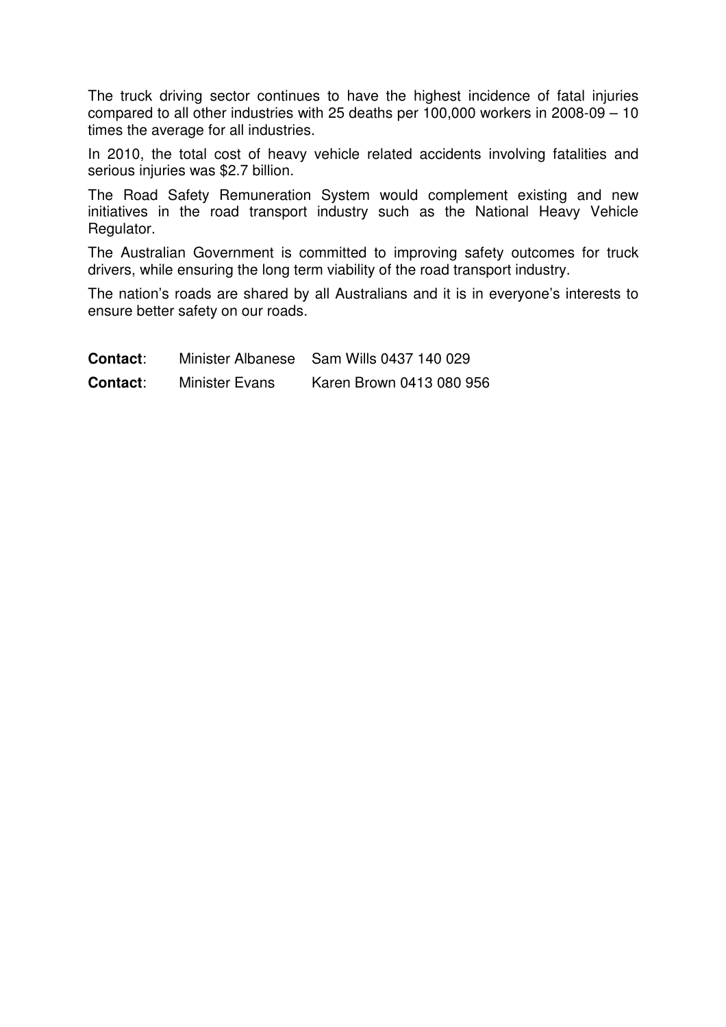The truck driving sector continues to have the highest incidence of fatal injuries compared to all other industries with 25 deaths per 100,000 workers in 2008-09 – 10 times the average for all industries.

In 2010, the total cost of heavy vehicle related accidents involving fatalities and serious injuries was $2.7 billion.

The Road Safety Remuneration System would complement existing and new initiatives in the road transport industry such as the National Heavy Vehicle Regulator.

The Australian Government is committed to improving safety outcomes for truck drivers, while ensuring the long term viability of the road transport industry.

The nation's roads are shared by all Australians and it is in everyone's interests to ensure better safety on our roads.

**Contact**: Minister Albanese Sam Wills 0437 140 029

**Contact**: Minister Evans Karen Brown 0413 080 956